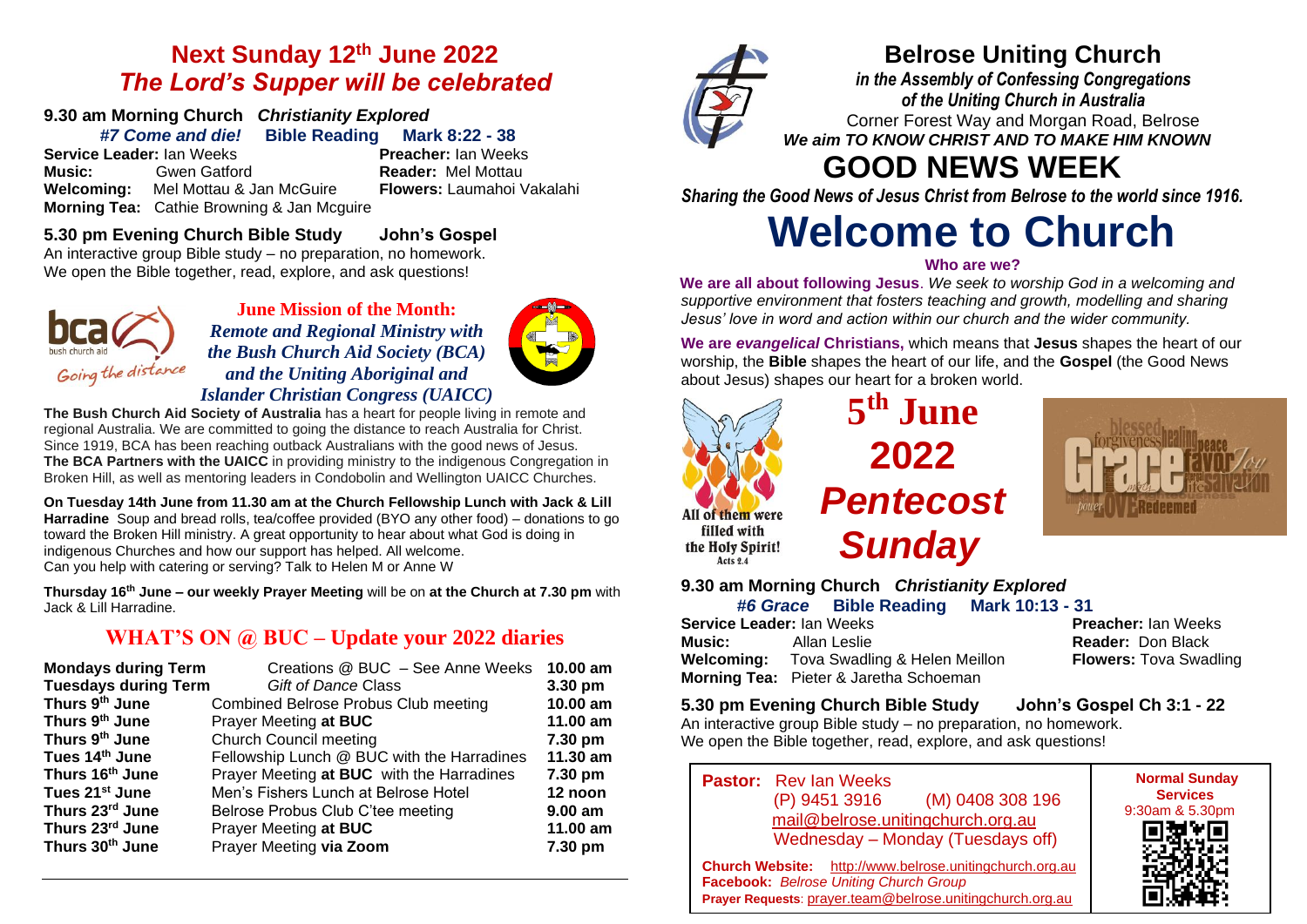# Next Sunday 12th June 2022
## *The Lord's Supper will be celebrated*

**9.30 am Morning Church** ***Christianity Explored***
***#7 Come and die!*** **Bible Reading** **Mark 8:22 - 38**

**Service Leader:** Ian Weeks
**Preacher:** Ian Weeks
**Music:** Gwen Gatford
**Reader:** Mel Mottau
**Welcoming:** Mel Mottau & Jan McGuire
**Flowers:** Laumahoi Vakalahi
**Morning Tea:** Cathie Browning & Jan Mcguire

**5.30 pm Evening Church Bible Study** **John's Gospel**
An interactive group Bible study – no preparation, no homework.
We open the Bible together, read, explore, and ask questions!

bca bush church aid *Going the distance*

**June Mission of the Month:**
***Remote and Regional Ministry with the Bush Church Aid Society (BCA) and the Uniting Aboriginal and Islander Christian Congress (UAICC)***

**The Bush Church Aid Society of Australia** has a heart for people living in remote and regional Australia. We are committed to going the distance to reach Australia for Christ. Since 1919, BCA has been reaching outback Australians with the good news of Jesus. **The BCA Partners with the UAICC** in providing ministry to the indigenous Congregation in Broken Hill, as well as mentoring leaders in Condobolin and Wellington UAICC Churches.

**On Tuesday 14th June from 11.30 am at the Church Fellowship Lunch with Jack & Lill Harradine** Soup and bread rolls, tea/coffee provided (BYO any other food) – donations to go toward the Broken Hill ministry. A great opportunity to hear about what God is doing in indigenous Churches and how our support has helped. All welcome.
Can you help with catering or serving? Talk to Helen M or Anne W

**Thursday 16th June – our weekly Prayer Meeting** will be on **at the Church at 7.30 pm** with Jack & Lill Harradine.

## WHAT'S ON @ BUC – Update your 2022 diaries

| | | |
|---|---|---|
| **Mondays during Term** | Creations @ BUC – See Anne Weeks | **10.00 am** |
| **Tuesdays during Term** | *Gift of Dance* Class | **3.30 pm** |
| **Thurs 9th June** | Combined Belrose Probus Club meeting | **10.00 am** |
| **Thurs 9th June** | Prayer Meeting **at BUC** | **11.00 am** |
| **Thurs 9th June** | Church Council meeting | **7.30 pm** |
| **Tues 14th June** | Fellowship Lunch @ BUC with the Harradines | **11.30 am** |
| **Thurs 16th June** | Prayer Meeting **at BUC** with the Harradines | **7.30 pm** |
| **Tues 21st June** | Men's Fishers Lunch at Belrose Hotel | **12 noon** |
| **Thurs 23rd June** | Belrose Probus Club C'tee meeting | **9.00 am** |
| **Thurs 23rd June** | Prayer Meeting **at BUC** | **11.00 am** |
| **Thurs 30th June** | Prayer Meeting **via Zoom** | **7.30 pm** |

# Belrose Uniting Church
***in the Assembly of Confessing Congregations of the Uniting Church in Australia***
Corner Forest Way and Morgan Road, Belrose
***We aim TO KNOW CHRIST AND TO MAKE HIM KNOWN***

# GOOD NEWS WEEK
***Sharing the Good News of Jesus Christ from Belrose to the world since 1916.***

# Welcome to Church

**Who are we?**

**We are all about following Jesus**. *We seek to worship God in a welcoming and supportive environment that fosters teaching and growth, modelling and sharing Jesus' love in word and action within our church and the wider community.*

**We are *evangelical* Christians,** which means that **Jesus** shapes the heart of our worship, the **Bible** shapes the heart of our life, and the **Gospel** (the Good News about Jesus) shapes our heart for a broken world.

All of them were filled with the Holy Spirit! Acts 2.4

## 5th June 2022
## *Pentecost Sunday*

**9.30 am Morning Church** ***Christianity Explored***
***#6 Grace*** **Bible Reading** **Mark 10:13 - 31**

**Service Leader:** Ian Weeks
**Preacher:** Ian Weeks
**Music:** Allan Leslie
**Reader:** Don Black
**Welcoming:** Tova Swadling & Helen Meillon
**Flowers:** Tova Swadling
**Morning Tea:** Pieter & Jaretha Schoeman

**5.30 pm Evening Church Bible Study** **John's Gospel Ch 3:1 - 22**
An interactive group Bible study – no preparation, no homework.
We open the Bible together, read, explore, and ask questions!

**Pastor:** Rev Ian Weeks
(P) 9451 3916 (M) 0408 308 196
mail@belrose.unitingchurch.org.au
Wednesday – Monday (Tuesdays off)

**Church Website:** http://www.belrose.unitingchurch.org.au
**Facebook:** *Belrose Uniting Church Group*
**Prayer Requests**: prayer.team@belrose.unitingchurch.org.au

**Normal Sunday Services**
9:30am & 5.30pm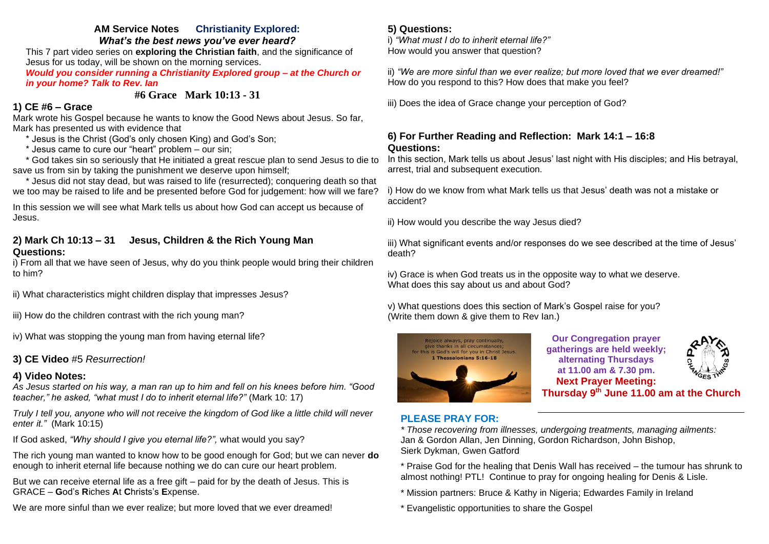**AM Service Notes** **Christianity Explored:**
***What's the best news you've ever heard?***

This 7 part video series on **exploring the Christian faith**, and the significance of Jesus for us today, will be shown on the morning services.

***Would you consider running a Christianity Explored group – at the Church or in your home? Talk to Rev. Ian***

**#6 Grace Mark 10:13 - 31**

### 1) CE #6 – Grace

Mark wrote his Gospel because he wants to know the Good News about Jesus. So far, Mark has presented us with evidence that

* Jesus is the Christ (God's only chosen King) and God's Son;
* Jesus came to cure our "heart" problem – our sin;
* God takes sin so seriously that He initiated a great rescue plan to send Jesus to die to save us from sin by taking the punishment we deserve upon himself;
* Jesus did not stay dead, but was raised to life (resurrected); conquering death so that we too may be raised to life and be presented before God for judgement: how will we fare?

In this session we will see what Mark tells us about how God can accept us because of Jesus.

### 2) Mark Ch 10:13 – 31 Jesus, Children & the Rich Young Man

**Questions:**

i) From all that we have seen of Jesus, why do you think people would bring their children to him?

ii) What characteristics might children display that impresses Jesus?

iii) How do the children contrast with the rich young man?

iv) What was stopping the young man from having eternal life?

### 3) CE Video #5 *Resurrection!*

### 4) Video Notes:

*As Jesus started on his way, a man ran up to him and fell on his knees before him. "Good teacher," he asked, "what must I do to inherit eternal life?"* (Mark 10: 17)

*Truly I tell you, anyone who will not receive the kingdom of God like a little child will never enter it."* (Mark 10:15)

If God asked, *"Why should I give you eternal life?",* what would you say?

The rich young man wanted to know how to be good enough for God; but we can never **do** enough to inherit eternal life because nothing we do can cure our heart problem.

But we can receive eternal life as a free gift – paid for by the death of Jesus. This is GRACE – **G**od's **R**iches **A**t **C**hrists's **E**xpense.

We are more sinful than we ever realize; but more loved that we ever dreamed!

### 5) Questions:

i) *"What must I do to inherit eternal life?"*
How would you answer that question?

ii) *"We are more sinful than we ever realize; but more loved that we ever dreamed!"*
How do you respond to this? How does that make you feel?

iii) Does the idea of Grace change your perception of God?

### 6) For Further Reading and Reflection: Mark 14:1 – 16:8

**Questions:**

In this section, Mark tells us about Jesus' last night with His disciples; and His betrayal, arrest, trial and subsequent execution.

i) How do we know from what Mark tells us that Jesus' death was not a mistake or accident?

ii) How would you describe the way Jesus died?

iii) What significant events and/or responses do we see described at the time of Jesus' death?

iv) Grace is when God treats us in the opposite way to what we deserve.
What does this say about us and about God?

v) What questions does this section of Mark's Gospel raise for you?
(Write them down & give them to Rev Ian.)

Rejoice always, pray continually, give thanks in all circumstances; for this is God's will for you in Christ Jesus.
1 Thessalonians 5:16-18

**Our Congregation prayer gatherings are held weekly; alternating Thursdays at 11.00 am & 7.30 pm.**
**Next Prayer Meeting:**
**Thursday 9th June 11.00 am at the Church**

PRAYER CHANGES THINGS

**PLEASE PRAY FOR:**

* *Those recovering from illnesses, undergoing treatments, managing ailments:*
Jan & Gordon Allan, Jen Dinning, Gordon Richardson, John Bishop, Sierk Dykman, Gwen Gatford

* Praise God for the healing that Denis Wall has received – the tumour has shrunk to almost nothing! PTL! Continue to pray for ongoing healing for Denis & Lisle.

* Mission partners: Bruce & Kathy in Nigeria; Edwardes Family in Ireland

* Evangelistic opportunities to share the Gospel